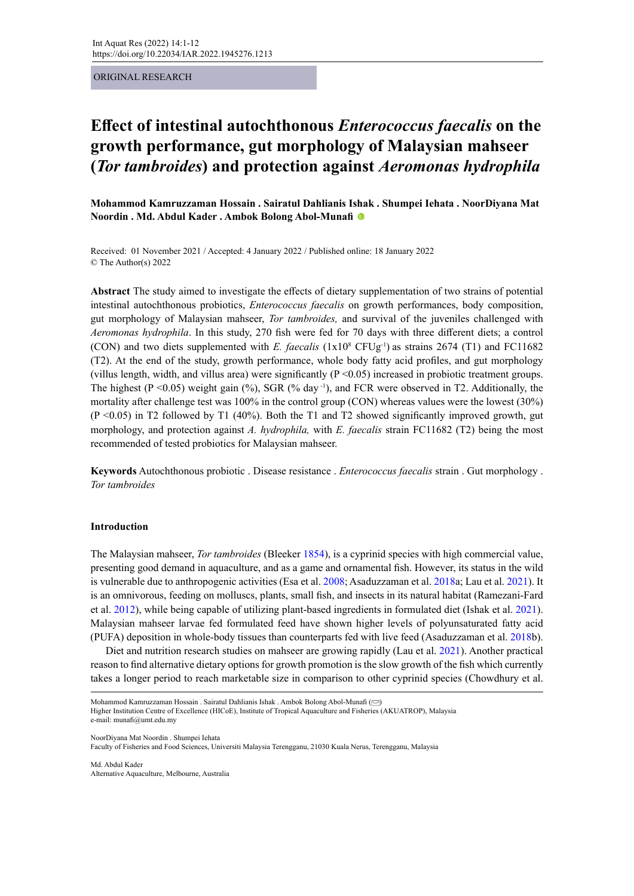ORIGINAL RESEARCH

# Effect of intestinal autochthonous *Enterococcus faecalis* on the growth performance, gut morphology of Malaysian mahseer (*Tor tambroides*) and protection against *Aeromonas hydrophila*

**Mohammod Kamruzzaman Hossain . Sairatul Dahlianis Ishak . Shumpei Iehata . NoorDiyana Mat Noordin . Md. Abdul Kader . Ambok Bolong Abol-Munafi**

Received: 01 November 2021 / Accepted: 4 January 2022 / Published online: 18 January 2022
© The Author(s) 2022

**Abstract** The study aimed to investigate the effects of dietary supplementation of two strains of potential intestinal autochthonous probiotics, *Enterococcus faecalis* on growth performances, body composition, gut morphology of Malaysian mahseer, *Tor tambroides,* and survival of the juveniles challenged with *Aeromonas hydrophila*. In this study, 270 fish were fed for 70 days with three different diets; a control (CON) and two diets supplemented with *E. faecalis* ($1x10^8$ $CFUg^{-1}$) as strains 2674 (T1) and FC11682 (T2). At the end of the study, growth performance, whole body fatty acid profiles, and gut morphology (villus length, width, and villus area) were significantly ($P < 0.05$) increased in probiotic treatment groups. The highest ($P < 0.05$) weight gain (%), SGR (% $day^{-1}$), and FCR were observed in T2. Additionally, the mortality after challenge test was 100% in the control group (CON) whereas values were the lowest (30%) ($P < 0.05$) in T2 followed by T1 (40%). Both the T1 and T2 showed significantly improved growth, gut morphology, and protection against *A. hydrophila,* with *E. faecalis* strain FC11682 (T2) being the most recommended of tested probiotics for Malaysian mahseer.

**Keywords** Autochthonous probiotic . Disease resistance . *Enterococcus faecalis* strain . Gut morphology . *Tor tambroides*

## Introduction

The Malaysian mahseer, *Tor tambroides* (Bleeker 1854), is a cyprinid species with high commercial value, presenting good demand in aquaculture, and as a game and ornamental fish. However, its status in the wild is vulnerable due to anthropogenic activities (Esa et al. 2008; Asaduzzaman et al. 2018a; Lau et al. 2021). It is an omnivorous, feeding on molluscs, plants, small fish, and insects in its natural habitat (Ramezani-Fard et al. 2012), while being capable of utilizing plant-based ingredients in formulated diet (Ishak et al. 2021). Malaysian mahseer larvae fed formulated feed have shown higher levels of polyunsaturated fatty acid (PUFA) deposition in whole-body tissues than counterparts fed with live feed (Asaduzzaman et al. 2018b).

Diet and nutrition research studies on mahseer are growing rapidly (Lau et al. 2021). Another practical reason to find alternative dietary options for growth promotion is the slow growth of the fish which currently takes a longer period to reach marketable size in comparison to other cyprinid species (Chowdhury et al.

---

Mohammod Kamruzzaman Hossain . Sairatul Dahlianis Ishak . Ambok Bolong Abol-Munafi (✉)
Higher Institution Centre of Excellence (HICoE), Institute of Tropical Aquaculture and Fisheries (AKUATROP), Malaysia
e-mail: munafi@umt.edu.my

NoorDiyana Mat Noordin . Shumpei Iehata
Faculty of Fisheries and Food Sciences, Universiti Malaysia Terengganu, 21030 Kuala Nerus, Terengganu, Malaysia

Md. Abdul Kader
Alternative Aquaculture, Melbourne, Australia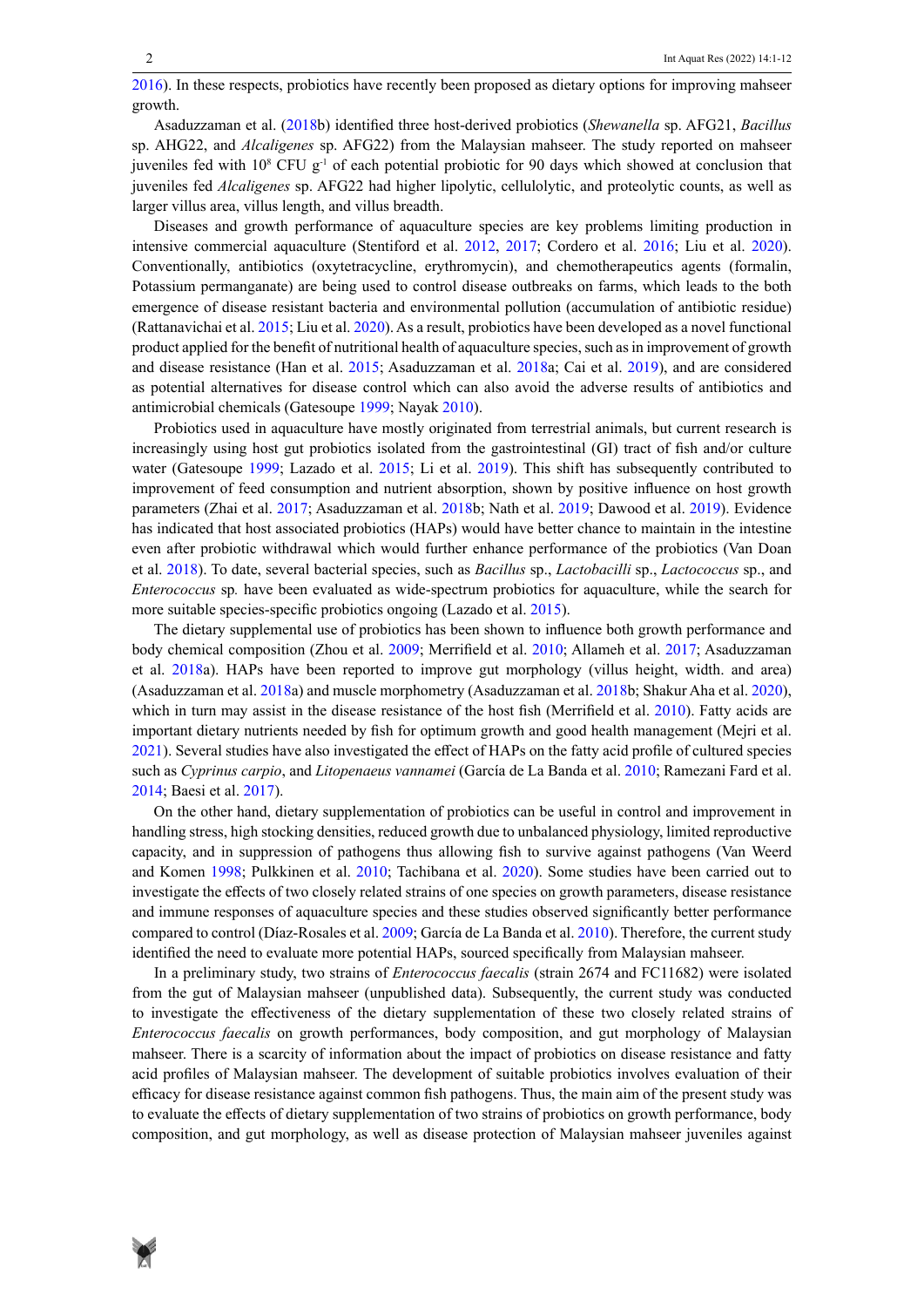2016). In these respects, probiotics have recently been proposed as dietary options for improving mahseer growth.

Asaduzzaman et al. (2018b) identified three host-derived probiotics (*Shewanella* sp. AFG21, *Bacillus* sp. AHG22, and *Alcaligenes* sp. AFG22) from the Malaysian mahseer. The study reported on mahseer juveniles fed with $10^8$ CFU $g^{-1}$ of each potential probiotic for 90 days which showed at conclusion that juveniles fed *Alcaligenes* sp. AFG22 had higher lipolytic, cellulolytic, and proteolytic counts, as well as larger villus area, villus length, and villus breadth.

Diseases and growth performance of aquaculture species are key problems limiting production in intensive commercial aquaculture (Stentiford et al. 2012, 2017; Cordero et al. 2016; Liu et al. 2020). Conventionally, antibiotics (oxytetracycline, erythromycin), and chemotherapeutics agents (formalin, Potassium permanganate) are being used to control disease outbreaks on farms, which leads to the both emergence of disease resistant bacteria and environmental pollution (accumulation of antibiotic residue) (Rattanavichai et al. 2015; Liu et al. 2020). As a result, probiotics have been developed as a novel functional product applied for the benefit of nutritional health of aquaculture species, such as in improvement of growth and disease resistance (Han et al. 2015; Asaduzzaman et al. 2018a; Cai et al. 2019), and are considered as potential alternatives for disease control which can also avoid the adverse results of antibiotics and antimicrobial chemicals (Gatesoupe 1999; Nayak 2010).

Probiotics used in aquaculture have mostly originated from terrestrial animals, but current research is increasingly using host gut probiotics isolated from the gastrointestinal (GI) tract of fish and/or culture water (Gatesoupe 1999; Lazado et al. 2015; Li et al. 2019). This shift has subsequently contributed to improvement of feed consumption and nutrient absorption, shown by positive influence on host growth parameters (Zhai et al. 2017; Asaduzzaman et al. 2018b; Nath et al. 2019; Dawood et al. 2019). Evidence has indicated that host associated probiotics (HAPs) would have better chance to maintain in the intestine even after probiotic withdrawal which would further enhance performance of the probiotics (Van Doan et al. 2018). To date, several bacterial species, such as *Bacillus* sp., *Lactobacilli* sp., *Lactococcus* sp., and *Enterococcus* sp. have been evaluated as wide-spectrum probiotics for aquaculture, while the search for more suitable species-specific probiotics ongoing (Lazado et al. 2015).

The dietary supplemental use of probiotics has been shown to influence both growth performance and body chemical composition (Zhou et al. 2009; Merrifield et al. 2010; Allameh et al. 2017; Asaduzzaman et al. 2018a). HAPs have been reported to improve gut morphology (villus height, width. and area) (Asaduzzaman et al. 2018a) and muscle morphometry (Asaduzzaman et al. 2018b; Shakur Aha et al. 2020), which in turn may assist in the disease resistance of the host fish (Merrifield et al. 2010). Fatty acids are important dietary nutrients needed by fish for optimum growth and good health management (Mejri et al. 2021). Several studies have also investigated the effect of HAPs on the fatty acid profile of cultured species such as *Cyprinus carpio*, and *Litopenaeus vannamei* (García de La Banda et al. 2010; Ramezani Fard et al. 2014; Baesi et al. 2017).

On the other hand, dietary supplementation of probiotics can be useful in control and improvement in handling stress, high stocking densities, reduced growth due to unbalanced physiology, limited reproductive capacity, and in suppression of pathogens thus allowing fish to survive against pathogens (Van Weerd and Komen 1998; Pulkkinen et al. 2010; Tachibana et al. 2020). Some studies have been carried out to investigate the effects of two closely related strains of one species on growth parameters, disease resistance and immune responses of aquaculture species and these studies observed significantly better performance compared to control (Díaz-Rosales et al. 2009; García de La Banda et al. 2010). Therefore, the current study identified the need to evaluate more potential HAPs, sourced specifically from Malaysian mahseer.

In a preliminary study, two strains of *Enterococcus faecalis* (strain 2674 and FC11682) were isolated from the gut of Malaysian mahseer (unpublished data). Subsequently, the current study was conducted to investigate the effectiveness of the dietary supplementation of these two closely related strains of *Enterococcus faecalis* on growth performances, body composition, and gut morphology of Malaysian mahseer. There is a scarcity of information about the impact of probiotics on disease resistance and fatty acid profiles of Malaysian mahseer. The development of suitable probiotics involves evaluation of their efficacy for disease resistance against common fish pathogens. Thus, the main aim of the present study was to evaluate the effects of dietary supplementation of two strains of probiotics on growth performance, body composition, and gut morphology, as well as disease protection of Malaysian mahseer juveniles against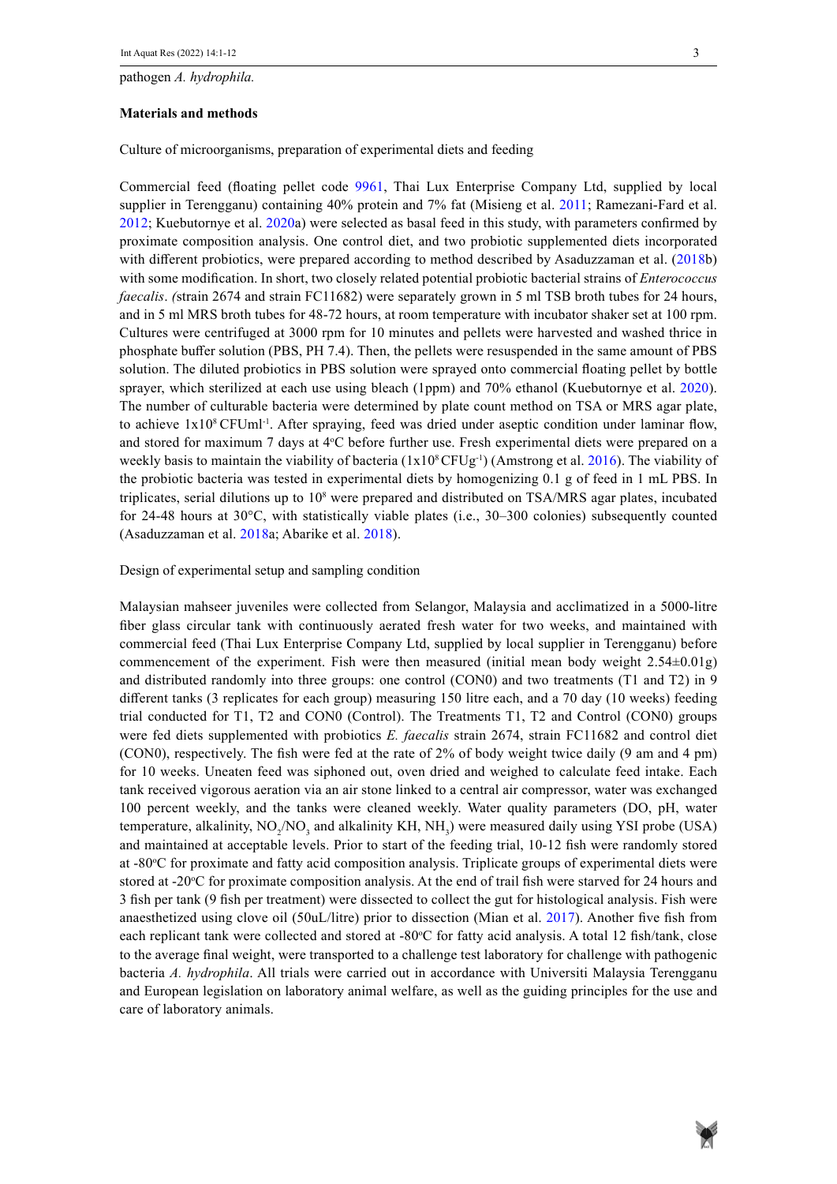pathogen *A. hydrophila.*

## Materials and methods

### Culture of microorganisms, preparation of experimental diets and feeding

Commercial feed (floating pellet code 9961, Thai Lux Enterprise Company Ltd, supplied by local supplier in Terengganu) containing 40% protein and 7% fat (Misieng et al. 2011; Ramezani-Fard et al. 2012; Kuebutornye et al. 2020a) were selected as basal feed in this study, with parameters confirmed by proximate composition analysis. One control diet, and two probiotic supplemented diets incorporated with different probiotics, were prepared according to method described by Asaduzzaman et al. (2018b) with some modification. In short, two closely related potential probiotic bacterial strains of *Enterococcus faecalis*. *(*strain 2674 and strain FC11682) were separately grown in 5 ml TSB broth tubes for 24 hours, and in 5 ml MRS broth tubes for 48-72 hours, at room temperature with incubator shaker set at 100 rpm. Cultures were centrifuged at 3000 rpm for 10 minutes and pellets were harvested and washed thrice in phosphate buffer solution (PBS, PH 7.4). Then, the pellets were resuspended in the same amount of PBS solution. The diluted probiotics in PBS solution were sprayed onto commercial floating pellet by bottle sprayer, which sterilized at each use using bleach (1ppm) and 70% ethanol (Kuebutornye et al. 2020). The number of culturable bacteria were determined by plate count method on TSA or MRS agar plate, to achieve $1x10^8$ CFUml$^{-1}$. After spraying, feed was dried under aseptic condition under laminar flow, and stored for maximum 7 days at 4°C before further use. Fresh experimental diets were prepared on a weekly basis to maintain the viability of bacteria ($1x10^8$ CFUg$^{-1}$) (Amstrong et al. 2016). The viability of the probiotic bacteria was tested in experimental diets by homogenizing 0.1 g of feed in 1 mL PBS. In triplicates, serial dilutions up to $10^8$ were prepared and distributed on TSA/MRS agar plates, incubated for 24-48 hours at 30°C, with statistically viable plates (i.e., 30–300 colonies) subsequently counted (Asaduzzaman et al. 2018a; Abarike et al. 2018).

### Design of experimental setup and sampling condition

Malaysian mahseer juveniles were collected from Selangor, Malaysia and acclimatized in a 5000-litre fiber glass circular tank with continuously aerated fresh water for two weeks, and maintained with commercial feed (Thai Lux Enterprise Company Ltd, supplied by local supplier in Terengganu) before commencement of the experiment. Fish were then measured (initial mean body weight 2.54±0.01g) and distributed randomly into three groups: one control (CON0) and two treatments (T1 and T2) in 9 different tanks (3 replicates for each group) measuring 150 litre each, and a 70 day (10 weeks) feeding trial conducted for T1, T2 and CON0 (Control). The Treatments T1, T2 and Control (CON0) groups were fed diets supplemented with probiotics *E. faecalis* strain 2674, strain FC11682 and control diet (CON0), respectively. The fish were fed at the rate of 2% of body weight twice daily (9 am and 4 pm) for 10 weeks. Uneaten feed was siphoned out, oven dried and weighed to calculate feed intake. Each tank received vigorous aeration via an air stone linked to a central air compressor, water was exchanged 100 percent weekly, and the tanks were cleaned weekly. Water quality parameters (DO, pH, water temperature, alkalinity, $NO_2$/$NO_3$ and alkalinity KH, $NH_3$) were measured daily using YSI probe (USA) and maintained at acceptable levels. Prior to start of the feeding trial, 10-12 fish were randomly stored at -80°C for proximate and fatty acid composition analysis. Triplicate groups of experimental diets were stored at -20°C for proximate composition analysis. At the end of trail fish were starved for 24 hours and 3 fish per tank (9 fish per treatment) were dissected to collect the gut for histological analysis. Fish were anaesthetized using clove oil (50uL/litre) prior to dissection (Mian et al. 2017). Another five fish from each replicant tank were collected and stored at -80°C for fatty acid analysis. A total 12 fish/tank, close to the average final weight, were transported to a challenge test laboratory for challenge with pathogenic bacteria *A. hydrophila*. All trials were carried out in accordance with Universiti Malaysia Terengganu and European legislation on laboratory animal welfare, as well as the guiding principles for the use and care of laboratory animals.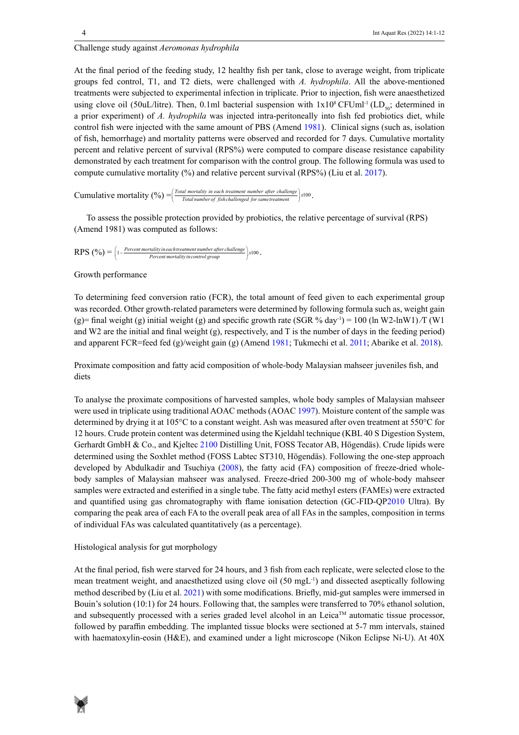## Challenge study against *Aeromonas hydrophila*

At the final period of the feeding study, 12 healthy fish per tank, close to average weight, from triplicate groups fed control, T1, and T2 diets, were challenged with *A. hydrophila*. All the above-mentioned treatments were subjected to experimental infection in triplicate. Prior to injection, fish were anaesthetized using clove oil (50uL/litre). Then, 0.1ml bacterial suspension with $1x10^8$ CFUml$^{-1}$ ($LD_{50}$; determined in a prior experiment) of *A. hydrophila* was injected intra-peritoneally into fish fed probiotics diet, while control fish were injected with the same amount of PBS (Amend 1981). Clinical signs (such as, isolation of fish, hemorrhage) and mortality patterns were observed and recorded for 7 days. Cumulative mortality percent and relative percent of survival (RPS%) were computed to compare disease resistance capability demonstrated by each treatment for comparison with the control group. The following formula was used to compute cumulative mortality (%) and relative percent survival (RPS%) (Liu et al. 2017).

$$\text{Cumulative mortality (\%)} = \left(\frac{\text{Total mortality in each treatment number after challenge}}{\text{Total number of fish challenged for same treatment}}\right) x100.$$

To assess the possible protection provided by probiotics, the relative percentage of survival (RPS) (Amend 1981) was computed as follows:

$$\text{RPS (\%)} = \left(1 - \frac{\text{Percent mortality in each treatment number after challenge}}{\text{Percent mortality in control group}}\right) x100.$$

## Growth performance

To determining feed conversion ratio (FCR), the total amount of feed given to each experimental group was recorded. Other growth-related parameters were determined by following formula such as, weight gain (g)= final weight (g) initial weight (g) and specific growth rate (SGR % day$^{-1}$) = 100 (ln W2-lnW1)/T (W1 and W2 are the initial and final weight (g), respectively, and T is the number of days in the feeding period) and apparent FCR=feed fed (g)/weight gain (g) (Amend 1981; Tukmechi et al. 2011; Abarike et al. 2018).

## Proximate composition and fatty acid composition of whole-body Malaysian mahseer juveniles fish, and diets

To analyse the proximate compositions of harvested samples, whole body samples of Malaysian mahseer were used in triplicate using traditional AOAC methods (AOAC 1997). Moisture content of the sample was determined by drying it at 105°C to a constant weight. Ash was measured after oven treatment at 550°C for 12 hours. Crude protein content was determined using the Kjeldahl technique (KBL 40 S Digestion System, Gerhardt GmbH & Co., and Kjeltec 2100 Distilling Unit, FOSS Tecator AB, Högendäs). Crude lipids were determined using the Soxhlet method (FOSS Labtec ST310, Högendäs). Following the one-step approach developed by Abdulkadir and Tsuchiya (2008), the fatty acid (FA) composition of freeze-dried whole-body samples of Malaysian mahseer was analysed. Freeze-dried 200-300 mg of whole-body mahseer samples were extracted and esterified in a single tube. The fatty acid methyl esters (FAMEs) were extracted and quantified using gas chromatography with flame ionisation detection (GC-FID-QP2010 Ultra). By comparing the peak area of each FA to the overall peak area of all FAs in the samples, composition in terms of individual FAs was calculated quantitatively (as a percentage).

## Histological analysis for gut morphology

At the final period, fish were starved for 24 hours, and 3 fish from each replicate, were selected close to the mean treatment weight, and anaesthetized using clove oil (50 mgL$^{-1}$) and dissected aseptically following method described by (Liu et al. 2021) with some modifications. Briefly, mid-gut samples were immersed in Bouin's solution (10:1) for 24 hours. Following that, the samples were transferred to 70% ethanol solution, and subsequently processed with a series graded level alcohol in an Leica™ automatic tissue processor, followed by paraffin embedding. The implanted tissue blocks were sectioned at 5-7 mm intervals, stained with haematoxylin-eosin (H&E), and examined under a light microscope (Nikon Eclipse Ni-U). At 40X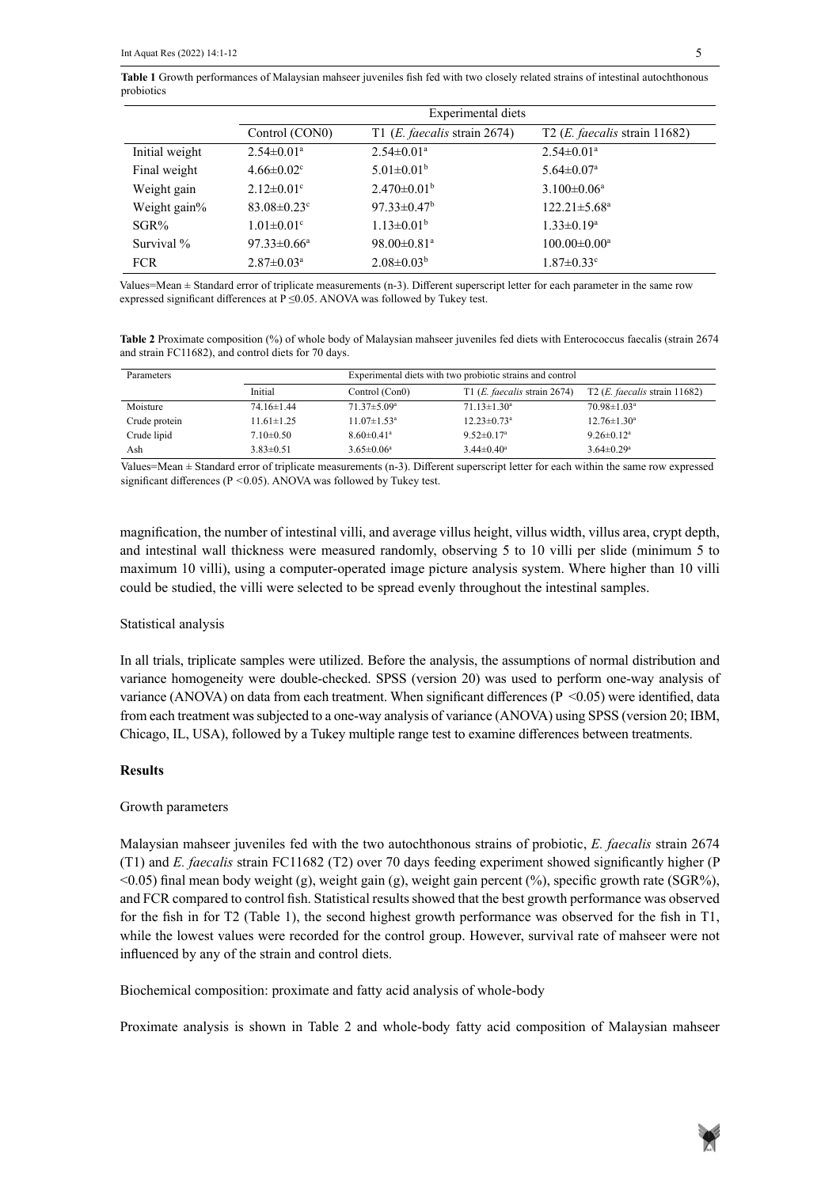**Table 1** Growth performances of Malaysian mahseer juveniles fish fed with two closely related strains of intestinal autochthonous probiotics

| | Experimental diets | | |
|---|---|---|---|
| | Control (CON0) | T1 (*E. faecalis* strain 2674) | T2 (*E. faecalis* strain 11682) |
| Initial weight | 2.54±0.01[a] | 2.54±0.01[a] | 2.54±0.01[a] |
| Final weight | 4.66±0.02[c] | 5.01±0.01[b] | 5.64±0.07[a] |
| Weight gain | 2.12±0.01[c] | 2.470±0.01[b] | 3.100±0.06[a] |
| Weight gain% | 83.08±0.23[c] | 97.33±0.47[b] | 122.21±5.68[a] |
| SGR% | 1.01±0.01[c] | 1.13±0.01[b] | 1.33±0.19[a] |
| Survival % | 97.33±0.66[a] | 98.00±0.81[a] | 100.00±0.00[a] |
| FCR | 2.87±0.03[a] | 2.08±0.03[b] | 1.87±0.33[c] |

Values=Mean ± Standard error of triplicate measurements (n-3). Different superscript letter for each parameter in the same row expressed significant differences at P ≤0.05. ANOVA was followed by Tukey test.

**Table 2** Proximate composition (%) of whole body of Malaysian mahseer juveniles fed diets with Enterococcus faecalis (strain 2674 and strain FC11682), and control diets for 70 days.

| Parameters | Experimental diets with two probiotic strains and control | | | |
|---|---|---|---|---|
| | Initial | Control (Con0) | T1 (*E. faecalis* strain 2674) | T2 (*E. faecalis* strain 11682) |
| Moisture | 74.16±1.44 | 71.37±5.09[a] | 71.13±1.30[a] | 70.98±1.03[a] |
| Crude protein | 11.61±1.25 | 11.07±1.53[a] | 12.23±0.73[a] | 12.76±1.30[a] |
| Crude lipid | 7.10±0.50 | 8.60±0.41[a] | 9.52±0.17[a] | 9.26±0.12[a] |
| Ash | 3.83±0.51 | 3.65±0.06[a] | 3.44±0.40[a] | 3.64±0.29[a] |

Values=Mean ± Standard error of triplicate measurements (n-3). Different superscript letter for each within the same row expressed significant differences (P <0.05). ANOVA was followed by Tukey test.

magnification, the number of intestinal villi, and average villus height, villus width, villus area, crypt depth, and intestinal wall thickness were measured randomly, observing 5 to 10 villi per slide (minimum 5 to maximum 10 villi), using a computer-operated image picture analysis system. Where higher than 10 villi could be studied, the villi were selected to be spread evenly throughout the intestinal samples.

### Statistical analysis

In all trials, triplicate samples were utilized. Before the analysis, the assumptions of normal distribution and variance homogeneity were double-checked. SPSS (version 20) was used to perform one-way analysis of variance (ANOVA) on data from each treatment. When significant differences ($P < 0.05$) were identified, data from each treatment was subjected to a one-way analysis of variance (ANOVA) using SPSS (version 20; IBM, Chicago, IL, USA), followed by a Tukey multiple range test to examine differences between treatments.

## Results

### Growth parameters

Malaysian mahseer juveniles fed with the two autochthonous strains of probiotic, *E. faecalis* strain 2674 (T1) and *E. faecalis* strain FC11682 (T2) over 70 days feeding experiment showed significantly higher ($P < 0.05$) final mean body weight (g), weight gain (g), weight gain percent (%), specific growth rate (SGR%), and FCR compared to control fish. Statistical results showed that the best growth performance was observed for the fish in for T2 (Table 1), the second highest growth performance was observed for the fish in T1, while the lowest values were recorded for the control group. However, survival rate of mahseer were not influenced by any of the strain and control diets.

### Biochemical composition: proximate and fatty acid analysis of whole-body

Proximate analysis is shown in Table 2 and whole-body fatty acid composition of Malaysian mahseer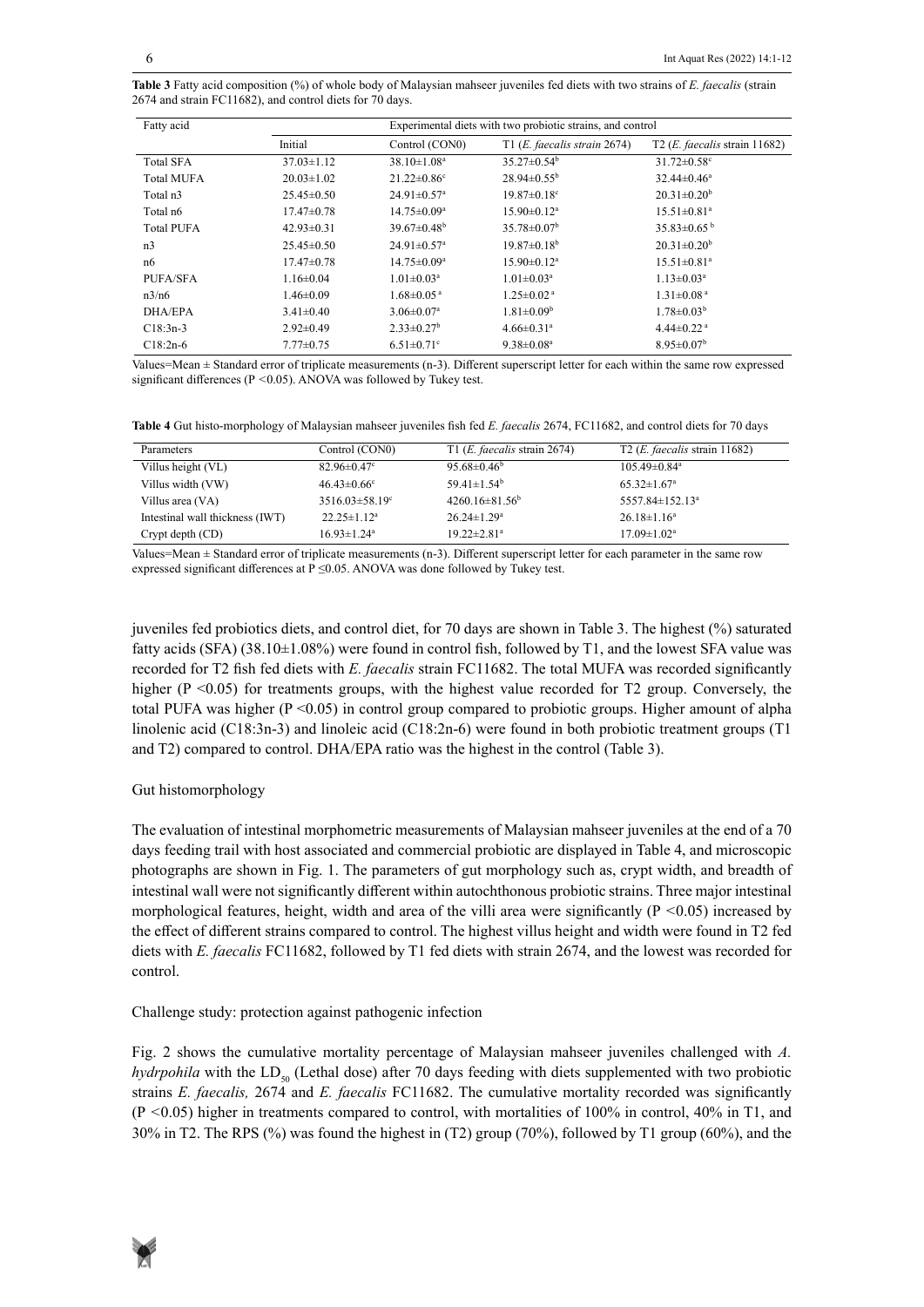**Table 3** Fatty acid composition (%) of whole body of Malaysian mahseer juveniles fed diets with two strains of *E. faecalis* (strain 2674 and strain FC11682), and control diets for 70 days.

| Fatty acid | Experimental diets with two probiotic strains, and control | | | |
|---|---|---|---|---|
| | Initial | Control (CON0) | T1 (*E. faecalis strain* 2674) | T2 (*E. faecalis* strain 11682) |
| Total SFA | 37.03±1.12 | 38.10±1.08$^{a}$ | 35.27±0.54$^{b}$ | 31.72±0.58$^{c}$ |
| Total MUFA | 20.03±1.02 | 21.22±0.86$^{c}$ | 28.94±0.55$^{b}$ | 32.44±0.46$^{a}$ |
| Total n3 | 25.45±0.50 | 24.91±0.57$^{a}$ | 19.87±0.18$^{c}$ | 20.31±0.20$^{b}$ |
| Total n6 | 17.47±0.78 | 14.75±0.09$^{a}$ | 15.90±0.12$^{a}$ | 15.51±0.81$^{a}$ |
| Total PUFA | 42.93±0.31 | 39.67±0.48$^{b}$ | 35.78±0.07$^{b}$ | 35.83±0.65$^{b}$ |
| n3 | 25.45±0.50 | 24.91±0.57$^{a}$ | 19.87±0.18$^{b}$ | 20.31±0.20$^{b}$ |
| n6 | 17.47±0.78 | 14.75±0.09$^{a}$ | 15.90±0.12$^{a}$ | 15.51±0.81$^{a}$ |
| PUFA/SFA | 1.16±0.04 | 1.01±0.03$^{a}$ | 1.01±0.03$^{a}$ | 1.13±0.03$^{a}$ |
| n3/n6 | 1.46±0.09 | 1.68±0.05$^{a}$ | 1.25±0.02$^{a}$ | 1.31±0.08$^{a}$ |
| DHA/EPA | 3.41±0.40 | 3.06±0.07$^{a}$ | 1.81±0.09$^{b}$ | 1.78±0.03$^{b}$ |
| C18:3n-3 | 2.92±0.49 | 2.33±0.27$^{b}$ | 4.66±0.31$^{a}$ | 4.44±0.22$^{a}$ |
| C18:2n-6 | 7.77±0.75 | 6.51±0.71$^{c}$ | 9.38±0.08$^{a}$ | 8.95±0.07$^{b}$ |

Values=Mean ± Standard error of triplicate measurements (n-3). Different superscript letter for each within the same row expressed significant differences ($P < 0.05$). ANOVA was followed by Tukey test.

**Table 4** Gut histo-morphology of Malaysian mahseer juveniles fish fed *E. faecalis* 2674, FC11682, and control diets for 70 days

| Parameters | Control (CON0) | T1 (*E. faecalis* strain 2674) | T2 (*E. faecalis* strain 11682) |
|---|---|---|---|
| Villus height (VL) | 82.96±0.47$^{c}$ | 95.68±0.46$^{b}$ | 105.49±0.84$^{a}$ |
| Villus width (VW) | 46.43±0.66$^{c}$ | 59.41±1.54$^{b}$ | 65.32±1.67$^{a}$ |
| Villus area (VA) | 3516.03±58.19$^{c}$ | 4260.16±81.56$^{b}$ | 5557.84±152.13$^{a}$ |
| Intestinal wall thickness (IWT) | 22.25±1.12$^{a}$ | 26.24±1.29$^{a}$ | 26.18±1.16$^{a}$ |
| Crypt depth (CD) | 16.93±1.24$^{a}$ | 19.22±2.81$^{a}$ | 17.09±1.02$^{a}$ |

Values=Mean ± Standard error of triplicate measurements (n-3). Different superscript letter for each parameter in the same row expressed significant differences at $P \leq 0.05$. ANOVA was done followed by Tukey test.

juveniles fed probiotics diets, and control diet, for 70 days are shown in Table 3. The highest (%) saturated fatty acids (SFA) (38.10±1.08%) were found in control fish, followed by T1, and the lowest SFA value was recorded for T2 fish fed diets with *E. faecalis* strain FC11682. The total MUFA was recorded significantly higher ($P < 0.05$) for treatments groups, with the highest value recorded for T2 group. Conversely, the total PUFA was higher ($P < 0.05$) in control group compared to probiotic groups. Higher amount of alpha linolenic acid (C18:3n-3) and linoleic acid (C18:2n-6) were found in both probiotic treatment groups (T1 and T2) compared to control. DHA/EPA ratio was the highest in the control (Table 3).

Gut histomorphology

The evaluation of intestinal morphometric measurements of Malaysian mahseer juveniles at the end of a 70 days feeding trail with host associated and commercial probiotic are displayed in Table 4, and microscopic photographs are shown in Fig. 1. The parameters of gut morphology such as, crypt width, and breadth of intestinal wall were not significantly different within autochthonous probiotic strains. Three major intestinal morphological features, height, width and area of the villi area were significantly ($P < 0.05$) increased by the effect of different strains compared to control. The highest villus height and width were found in T2 fed diets with *E. faecalis* FC11682, followed by T1 fed diets with strain 2674, and the lowest was recorded for control.

Challenge study: protection against pathogenic infection

Fig. 2 shows the cumulative mortality percentage of Malaysian mahseer juveniles challenged with *A. hydrpohila* with the $LD_{50}$ (Lethal dose) after 70 days feeding with diets supplemented with two probiotic strains *E. faecalis,* 2674 and *E. faecalis* FC11682. The cumulative mortality recorded was significantly ($P < 0.05$) higher in treatments compared to control, with mortalities of 100% in control, 40% in T1, and 30% in T2. The RPS (%) was found the highest in (T2) group (70%), followed by T1 group (60%), and the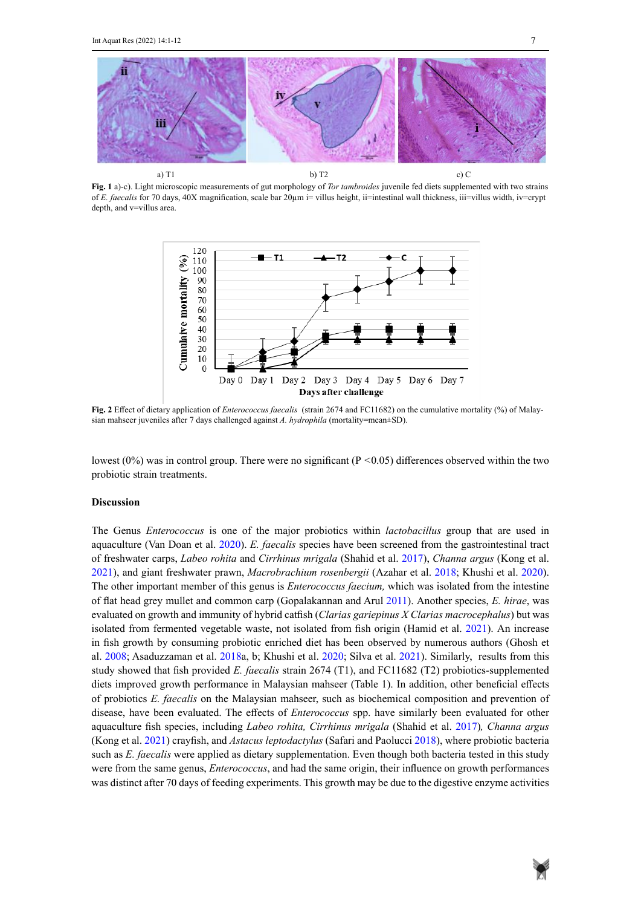a) T1 b) T2 c) C

**Fig. 1** a)-c). Light microscopic measurements of gut morphology of *Tor tambroides* juvenile fed diets supplemented with two strains of *E. faecalis* for 70 days, 40X magnification, scale bar 20µm i= villus height, ii=intestinal wall thickness, iii=villus width, iv=crypt depth, and v=villus area.

**Fig. 2** Effect of dietary application of *Enterococcus faecalis* (strain 2674 and FC11682) on the cumulative mortality (%) of Malaysian mahseer juveniles after 7 days challenged against *A. hydrophila* (mortality=mean±SD).

lowest (0%) was in control group. There were no significant ($P < 0.05$) differences observed within the two probiotic strain treatments.

## Discussion

The Genus *Enterococcus* is one of the major probiotics within *lactobacillus* group that are used in aquaculture (Van Doan et al. 2020). *E. faecalis* species have been screened from the gastrointestinal tract of freshwater carps, *Labeo rohita* and *Cirrhinus mrigala* (Shahid et al. 2017), *Channa argus* (Kong et al. 2021), and giant freshwater prawn, *Macrobrachium rosenbergii* (Azahar et al. 2018; Khushi et al. 2020). The other important member of this genus is *Enterococcus faecium,* which was isolated from the intestine of flat head grey mullet and common carp (Gopalakannan and Arul 2011). Another species, *E. hirae*, was evaluated on growth and immunity of hybrid catfish (*Clarias gariepinus X Clarias macrocephalus*) but was isolated from fermented vegetable waste, not isolated from fish origin (Hamid et al. 2021). An increase in fish growth by consuming probiotic enriched diet has been observed by numerous authors (Ghosh et al. 2008; Asaduzzaman et al. 2018a, b; Khushi et al. 2020; Silva et al. 2021). Similarly, results from this study showed that fish provided *E. faecalis* strain 2674 (T1), and FC11682 (T2) probiotics-supplemented diets improved growth performance in Malaysian mahseer (Table 1). In addition, other beneficial effects of probiotics *E. faecalis* on the Malaysian mahseer, such as biochemical composition and prevention of disease, have been evaluated. The effects of *Enterococcus* spp. have similarly been evaluated for other aquaculture fish species, including *Labeo rohita, Cirrhinus mrigala* (Shahid et al. 2017)*, Channa argus* (Kong et al. 2021) crayfish, and *Astacus leptodactylus* (Safari and Paolucci 2018), where probiotic bacteria such as *E. faecalis* were applied as dietary supplementation. Even though both bacteria tested in this study were from the same genus, *Enterococcus*, and had the same origin, their influence on growth performances was distinct after 70 days of feeding experiments. This growth may be due to the digestive enzyme activities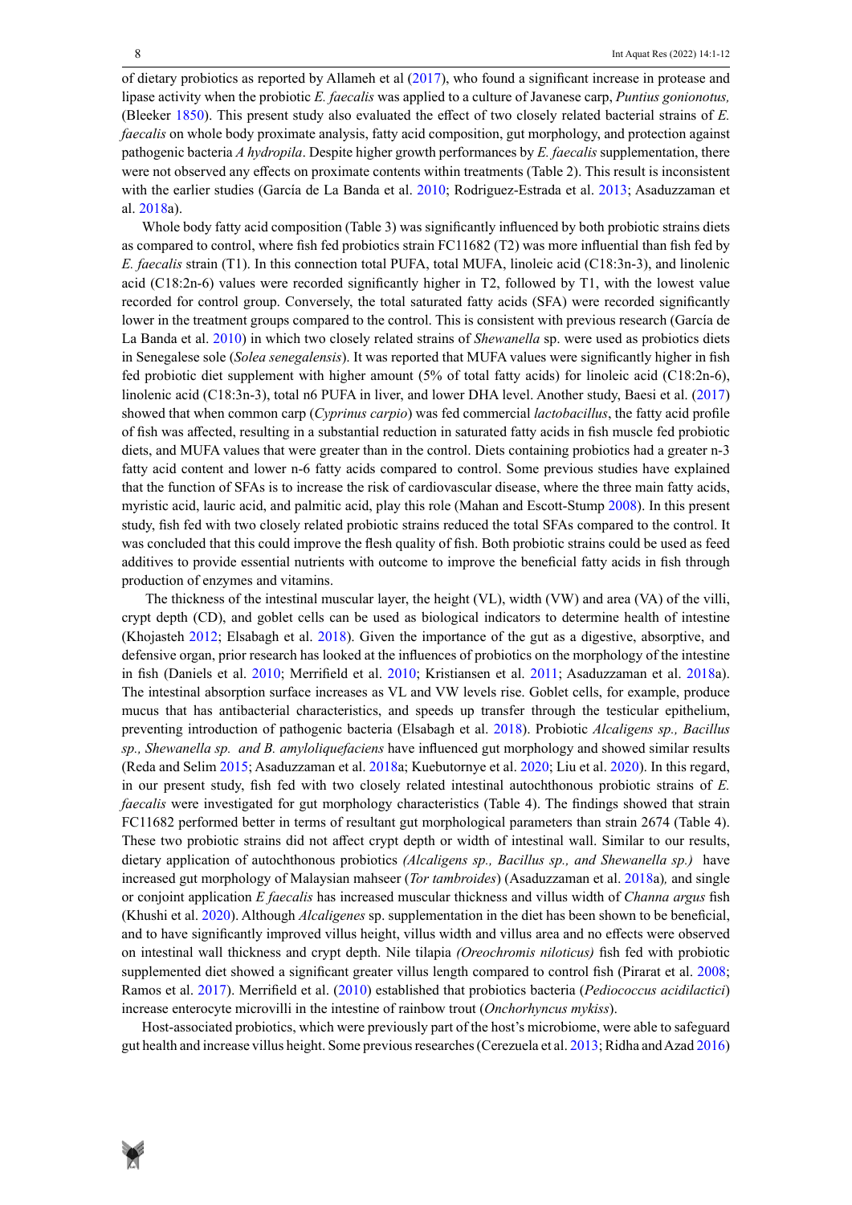of dietary probiotics as reported by Allameh et al (2017), who found a significant increase in protease and lipase activity when the probiotic *E. faecalis* was applied to a culture of Javanese carp, *Puntius gonionotus,* (Bleeker 1850). This present study also evaluated the effect of two closely related bacterial strains of *E. faecalis* on whole body proximate analysis, fatty acid composition, gut morphology, and protection against pathogenic bacteria *A hydropila*. Despite higher growth performances by *E. faecalis* supplementation, there were not observed any effects on proximate contents within treatments (Table 2). This result is inconsistent with the earlier studies (García de La Banda et al. 2010; Rodriguez-Estrada et al. 2013; Asaduzzaman et al. 2018a).

Whole body fatty acid composition (Table 3) was significantly influenced by both probiotic strains diets as compared to control, where fish fed probiotics strain FC11682 (T2) was more influential than fish fed by *E. faecalis* strain (T1). In this connection total PUFA, total MUFA, linoleic acid (C18:3n-3), and linolenic acid (C18:2n-6) values were recorded significantly higher in T2, followed by T1, with the lowest value recorded for control group. Conversely, the total saturated fatty acids (SFA) were recorded significantly lower in the treatment groups compared to the control. This is consistent with previous research (García de La Banda et al. 2010) in which two closely related strains of *Shewanella* sp. were used as probiotics diets in Senegalese sole (*Solea senegalensis*). It was reported that MUFA values were significantly higher in fish fed probiotic diet supplement with higher amount (5% of total fatty acids) for linoleic acid (C18:2n-6), linolenic acid (C18:3n-3), total n6 PUFA in liver, and lower DHA level. Another study, Baesi et al. (2017) showed that when common carp (*Cyprinus carpio*) was fed commercial *lactobacillus*, the fatty acid profile of fish was affected, resulting in a substantial reduction in saturated fatty acids in fish muscle fed probiotic diets, and MUFA values that were greater than in the control. Diets containing probiotics had a greater n-3 fatty acid content and lower n-6 fatty acids compared to control. Some previous studies have explained that the function of SFAs is to increase the risk of cardiovascular disease, where the three main fatty acids, myristic acid, lauric acid, and palmitic acid, play this role (Mahan and Escott-Stump 2008). In this present study, fish fed with two closely related probiotic strains reduced the total SFAs compared to the control. It was concluded that this could improve the flesh quality of fish. Both probiotic strains could be used as feed additives to provide essential nutrients with outcome to improve the beneficial fatty acids in fish through production of enzymes and vitamins.

The thickness of the intestinal muscular layer, the height (VL), width (VW) and area (VA) of the villi, crypt depth (CD), and goblet cells can be used as biological indicators to determine health of intestine (Khojasteh 2012; Elsabagh et al. 2018). Given the importance of the gut as a digestive, absorptive, and defensive organ, prior research has looked at the influences of probiotics on the morphology of the intestine in fish (Daniels et al. 2010; Merrifield et al. 2010; Kristiansen et al. 2011; Asaduzzaman et al. 2018a). The intestinal absorption surface increases as VL and VW levels rise. Goblet cells, for example, produce mucus that has antibacterial characteristics, and speeds up transfer through the testicular epithelium, preventing introduction of pathogenic bacteria (Elsabagh et al. 2018). Probiotic *Alcaligens sp., Bacillus sp., Shewanella sp.* and *B. amyloliquefaciens* have influenced gut morphology and showed similar results (Reda and Selim 2015; Asaduzzaman et al. 2018a; Kuebutornye et al. 2020; Liu et al. 2020). In this regard, in our present study, fish fed with two closely related intestinal autochthonous probiotic strains of *E. faecalis* were investigated for gut morphology characteristics (Table 4). The findings showed that strain FC11682 performed better in terms of resultant gut morphological parameters than strain 2674 (Table 4). These two probiotic strains did not affect crypt depth or width of intestinal wall. Similar to our results, dietary application of autochthonous probiotics *(Alcaligens sp., Bacillus sp., and Shewanella sp.)* have increased gut morphology of Malaysian mahseer (*Tor tambroides*) (Asaduzzaman et al. 2018a)*,* and single or conjoint application *E faecalis* has increased muscular thickness and villus width of *Channa argus* fish (Khushi et al. 2020). Although *Alcaligenes* sp. supplementation in the diet has been shown to be beneficial, and to have significantly improved villus height, villus width and villus area and no effects were observed on intestinal wall thickness and crypt depth. Nile tilapia *(Oreochromis niloticus)* fish fed with probiotic supplemented diet showed a significant greater villus length compared to control fish (Pirarat et al. 2008; Ramos et al. 2017). Merrifield et al. (2010) established that probiotics bacteria (*Pediococcus acidilactici*) increase enterocyte microvilli in the intestine of rainbow trout (*Onchorhyncus mykiss*).

Host-associated probiotics, which were previously part of the host's microbiome, were able to safeguard gut health and increase villus height. Some previous researches (Cerezuela et al. 2013; Ridha and Azad 2016)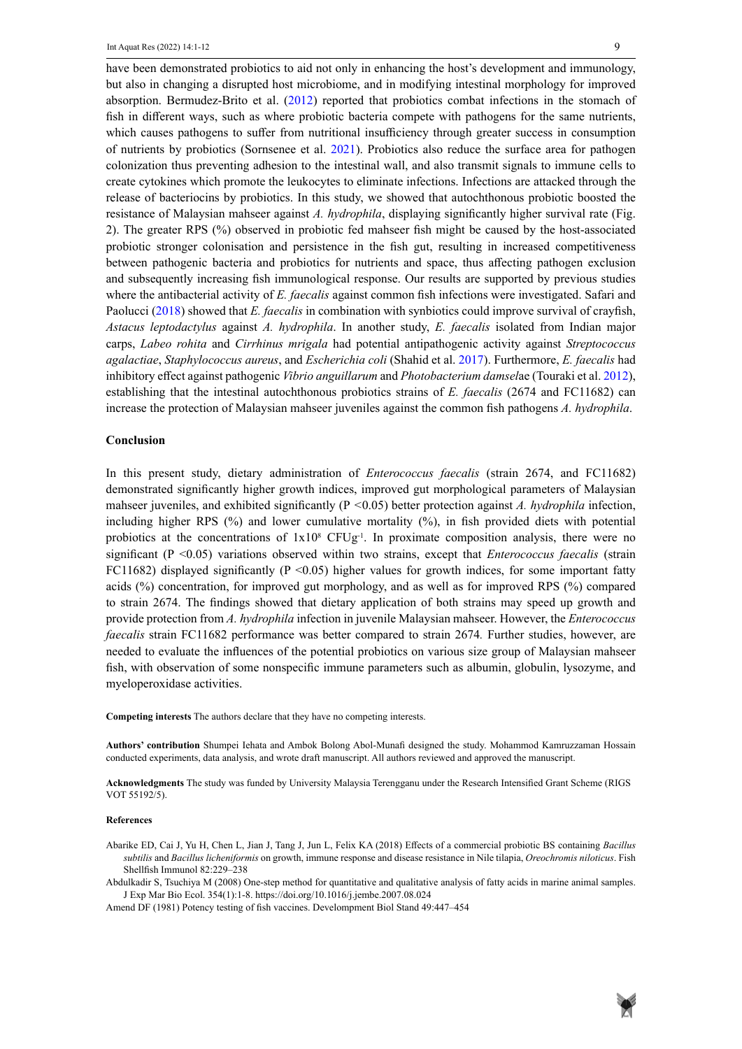have been demonstrated probiotics to aid not only in enhancing the host's development and immunology, but also in changing a disrupted host microbiome, and in modifying intestinal morphology for improved absorption. Bermudez-Brito et al. (2012) reported that probiotics combat infections in the stomach of fish in different ways, such as where probiotic bacteria compete with pathogens for the same nutrients, which causes pathogens to suffer from nutritional insufficiency through greater success in consumption of nutrients by probiotics (Sornsenee et al. 2021). Probiotics also reduce the surface area for pathogen colonization thus preventing adhesion to the intestinal wall, and also transmit signals to immune cells to create cytokines which promote the leukocytes to eliminate infections. Infections are attacked through the release of bacteriocins by probiotics. In this study, we showed that autochthonous probiotic boosted the resistance of Malaysian mahseer against *A. hydrophila*, displaying significantly higher survival rate (Fig. 2). The greater RPS (%) observed in probiotic fed mahseer fish might be caused by the host-associated probiotic stronger colonisation and persistence in the fish gut, resulting in increased competitiveness between pathogenic bacteria and probiotics for nutrients and space, thus affecting pathogen exclusion and subsequently increasing fish immunological response. Our results are supported by previous studies where the antibacterial activity of *E. faecalis* against common fish infections were investigated. Safari and Paolucci (2018) showed that *E. faecalis* in combination with synbiotics could improve survival of crayfish, *Astacus leptodactylus* against *A. hydrophila*. In another study, *E. faecalis* isolated from Indian major carps, *Labeo rohita* and *Cirrhinus mrigala* had potential antipathogenic activity against *Streptococcus agalactiae*, *Staphylococcus aureus*, and *Escherichia coli* (Shahid et al. 2017). Furthermore, *E. faecalis* had inhibitory effect against pathogenic *Vibrio anguillarum* and *Photobacterium damsel*ae (Touraki et al. 2012), establishing that the intestinal autochthonous probiotics strains of *E. faecalis* (2674 and FC11682) can increase the protection of Malaysian mahseer juveniles against the common fish pathogens *A. hydrophila*.

## Conclusion

In this present study, dietary administration of *Enterococcus faecalis* (strain 2674, and FC11682) demonstrated significantly higher growth indices, improved gut morphological parameters of Malaysian mahseer juveniles, and exhibited significantly ($P < 0.05$) better protection against *A. hydrophila* infection, including higher RPS (%) and lower cumulative mortality (%), in fish provided diets with potential probiotics at the concentrations of $1 \times 10^8$ $CFUg^{-1}$. In proximate composition analysis, there were no significant ($P < 0.05$) variations observed within two strains, except that *Enterococcus faecalis* (strain FC11682) displayed significantly ($P < 0.05$) higher values for growth indices, for some important fatty acids (%) concentration, for improved gut morphology, and as well as for improved RPS (%) compared to strain 2674. The findings showed that dietary application of both strains may speed up growth and provide protection from *A. hydrophila* infection in juvenile Malaysian mahseer. However, the *Enterococcus faecalis* strain FC11682 performance was better compared to strain 2674. Further studies, however, are needed to evaluate the influences of the potential probiotics on various size group of Malaysian mahseer fish, with observation of some nonspecific immune parameters such as albumin, globulin, lysozyme, and myeloperoxidase activities.

**Competing interests** The authors declare that they have no competing interests.

**Authors' contribution** Shumpei Iehata and Ambok Bolong Abol-Munafi designed the study. Mohammod Kamruzzaman Hossain conducted experiments, data analysis, and wrote draft manuscript. All authors reviewed and approved the manuscript.

**Acknowledgments** The study was funded by University Malaysia Terengganu under the Research Intensified Grant Scheme (RIGS VOT 55192/5).

### References

Abarike ED, Cai J, Yu H, Chen L, Jian J, Tang J, Jun L, Felix KA (2018) Effects of a commercial probiotic BS containing *Bacillus subtilis* and *Bacillus licheniformis* on growth, immune response and disease resistance in Nile tilapia, *Oreochromis niloticus*. Fish Shellfish Immunol 82:229–238

Abdulkadir S, Tsuchiya M (2008) One-step method for quantitative and qualitative analysis of fatty acids in marine animal samples. J Exp Mar Bio Ecol. 354(1):1-8. https://doi.org/10.1016/j.jembe.2007.08.024

Amend DF (1981) Potency testing of fish vaccines. Develompment Biol Stand 49:447–454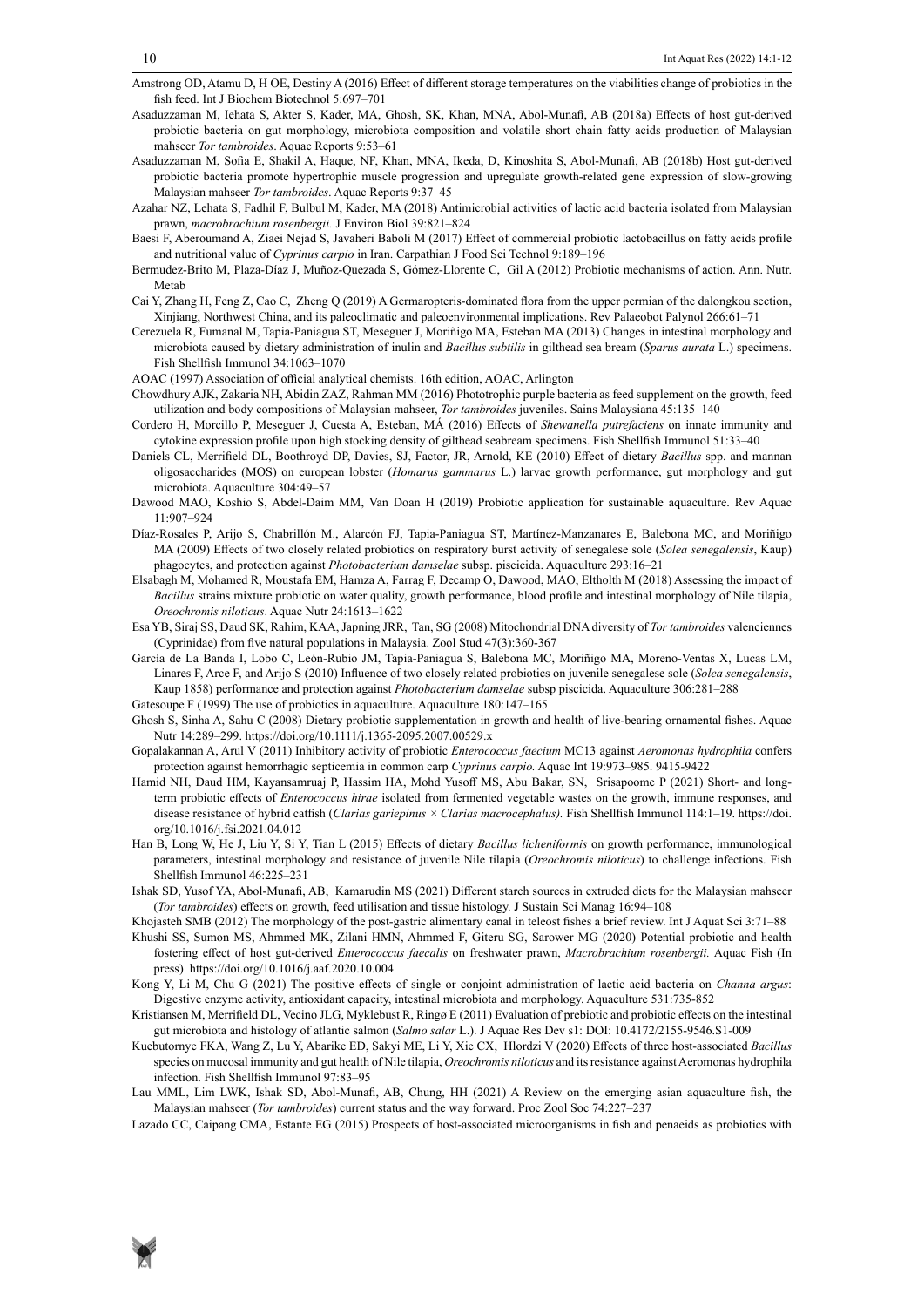Amstrong OD, Atamu D, H OE, Destiny A (2016) Effect of different storage temperatures on the viabilities change of probiotics in the fish feed. Int J Biochem Biotechnol 5:697–701

Asaduzzaman M, Iehata S, Akter S, Kader, MA, Ghosh, SK, Khan, MNA, Abol-Munafi, AB (2018a) Effects of host gut-derived probiotic bacteria on gut morphology, microbiota composition and volatile short chain fatty acids production of Malaysian mahseer *Tor tambroides*. Aquac Reports 9:53–61

Asaduzzaman M, Sofia E, Shakil A, Haque, NF, Khan, MNA, Ikeda, D, Kinoshita S, Abol-Munafi, AB (2018b) Host gut-derived probiotic bacteria promote hypertrophic muscle progression and upregulate growth-related gene expression of slow-growing Malaysian mahseer *Tor tambroides*. Aquac Reports 9:37–45

Azahar NZ, Lehata S, Fadhil F, Bulbul M, Kader, MA (2018) Antimicrobial activities of lactic acid bacteria isolated from Malaysian prawn, *macrobrachium rosenbergii.* J Environ Biol 39:821–824

Baesi F, Aberoumand A, Ziaei Nejad S, Javaheri Baboli M (2017) Effect of commercial probiotic lactobacillus on fatty acids profile and nutritional value of *Cyprinus carpio* in Iran. Carpathian J Food Sci Technol 9:189–196

Bermudez-Brito M, Plaza-Díaz J, Muñoz-Quezada S, Gómez-Llorente C, Gil A (2012) Probiotic mechanisms of action. Ann. Nutr. Metab

Cai Y, Zhang H, Feng Z, Cao C, Zheng Q (2019) A Germaropteris-dominated flora from the upper permian of the dalongkou section, Xinjiang, Northwest China, and its paleoclimatic and paleoenvironmental implications. Rev Palaeobot Palynol 266:61–71

Cerezuela R, Fumanal M, Tapia-Paniagua ST, Meseguer J, Moriñigo MA, Esteban MA (2013) Changes in intestinal morphology and microbiota caused by dietary administration of inulin and *Bacillus subtilis* in gilthead sea bream (*Sparus aurata* L.) specimens. Fish Shellfish Immunol 34:1063–1070

AOAC (1997) Association of official analytical chemists. 16th edition, AOAC, Arlington

Chowdhury AJK, Zakaria NH, Abidin ZAZ, Rahman MM (2016) Phototrophic purple bacteria as feed supplement on the growth, feed utilization and body compositions of Malaysian mahseer, *Tor tambroides* juveniles. Sains Malaysiana 45:135–140

Cordero H, Morcillo P, Meseguer J, Cuesta A, Esteban, MÁ (2016) Effects of *Shewanella putrefaciens* on innate immunity and cytokine expression profile upon high stocking density of gilthead seabream specimens. Fish Shellfish Immunol 51:33–40

Daniels CL, Merrifield DL, Boothroyd DP, Davies, SJ, Factor, JR, Arnold, KE (2010) Effect of dietary *Bacillus* spp. and mannan oligosaccharides (MOS) on european lobster (*Homarus gammarus* L.) larvae growth performance, gut morphology and gut microbiota. Aquaculture 304:49–57

Dawood MAO, Koshio S, Abdel-Daim MM, Van Doan H (2019) Probiotic application for sustainable aquaculture. Rev Aquac 11:907–924

Díaz-Rosales P, Arijo S, Chabrillón M., Alarcón FJ, Tapia-Paniagua ST, Martínez-Manzanares E, Balebona MC, and Moriñigo MA (2009) Effects of two closely related probiotics on respiratory burst activity of senegalese sole (*Solea senegalensis*, Kaup) phagocytes, and protection against *Photobacterium damselae* subsp. piscicida. Aquaculture 293:16–21

Elsabagh M, Mohamed R, Moustafa EM, Hamza A, Farrag F, Decamp O, Dawood, MAO, Eltholth M (2018) Assessing the impact of *Bacillus* strains mixture probiotic on water quality, growth performance, blood profile and intestinal morphology of Nile tilapia, *Oreochromis niloticus*. Aquac Nutr 24:1613–1622

Esa YB, Siraj SS, Daud SK, Rahim, KAA, Japning JRR, Tan, SG (2008) Mitochondrial DNA diversity of *Tor tambroides* valenciennes (Cyprinidae) from five natural populations in Malaysia. Zool Stud 47(3):360-367

García de La Banda I, Lobo C, León-Rubio JM, Tapia-Paniagua S, Balebona MC, Moriñigo MA, Moreno-Ventas X, Lucas LM, Linares F, Arce F, and Arijo S (2010) Influence of two closely related probiotics on juvenile senegalese sole (*Solea senegalensis*, Kaup 1858) performance and protection against *Photobacterium damselae* subsp piscicida. Aquaculture 306:281–288

Gatesoupe F (1999) The use of probiotics in aquaculture. Aquaculture 180:147–165

Ghosh S, Sinha A, Sahu C (2008) Dietary probiotic supplementation in growth and health of live-bearing ornamental fishes. Aquac Nutr 14:289–299. https://doi.org/10.1111/j.1365-2095.2007.00529.x

Gopalakannan A, Arul V (2011) Inhibitory activity of probiotic *Enterococcus faecium* MC13 against *Aeromonas hydrophila* confers protection against hemorrhagic septicemia in common carp *Cyprinus carpio.* Aquac Int 19:973–985. 9415-9422

Hamid NH, Daud HM, Kayansamruaj P, Hassim HA, Mohd Yusoff MS, Abu Bakar, SN, Srisapoome P (2021) Short- and long-term probiotic effects of *Enterococcus hirae* isolated from fermented vegetable wastes on the growth, immune responses, and disease resistance of hybrid catfish (*Clarias gariepinus × Clarias macrocephalus).* Fish Shellfish Immunol 114:1–19. https://doi.org/10.1016/j.fsi.2021.04.012

Han B, Long W, He J, Liu Y, Si Y, Tian L (2015) Effects of dietary *Bacillus licheniformis* on growth performance, immunological parameters, intestinal morphology and resistance of juvenile Nile tilapia (*Oreochromis niloticus*) to challenge infections. Fish Shellfish Immunol 46:225–231

Ishak SD, Yusof YA, Abol-Munafi, AB, Kamarudin MS (2021) Different starch sources in extruded diets for the Malaysian mahseer (*Tor tambroides*) effects on growth, feed utilisation and tissue histology. J Sustain Sci Manag 16:94–108

Khojasteh SMB (2012) The morphology of the post-gastric alimentary canal in teleost fishes a brief review. Int J Aquat Sci 3:71–88

Khushi SS, Sumon MS, Ahmmed MK, Zilani HMN, Ahmmed F, Giteru SG, Sarower MG (2020) Potential probiotic and health fostering effect of host gut-derived *Enterococcus faecalis* on freshwater prawn, *Macrobrachium rosenbergii.* Aquac Fish (In press) https://doi.org/10.1016/j.aaf.2020.10.004

Kong Y, Li M, Chu G (2021) The positive effects of single or conjoint administration of lactic acid bacteria on *Channa argus*: Digestive enzyme activity, antioxidant capacity, intestinal microbiota and morphology. Aquaculture 531:735-852

Kristiansen M, Merrifield DL, Vecino JLG, Myklebust R, Ringø E (2011) Evaluation of prebiotic and probiotic effects on the intestinal gut microbiota and histology of atlantic salmon (*Salmo salar* L.). J Aquac Res Dev s1: DOI: 10.4172/2155-9546.S1-009

Kuebutornye FKA, Wang Z, Lu Y, Abarike ED, Sakyi ME, Li Y, Xie CX, Hlordzi V (2020) Effects of three host-associated *Bacillus* species on mucosal immunity and gut health of Nile tilapia, *Oreochromis niloticus* and its resistance against Aeromonas hydrophila infection. Fish Shellfish Immunol 97:83–95

Lau MML, Lim LWK, Ishak SD, Abol-Munafi, AB, Chung, HH (2021) A Review on the emerging asian aquaculture fish, the Malaysian mahseer (*Tor tambroides*) current status and the way forward. Proc Zool Soc 74:227–237

Lazado CC, Caipang CMA, Estante EG (2015) Prospects of host-associated microorganisms in fish and penaeids as probiotics with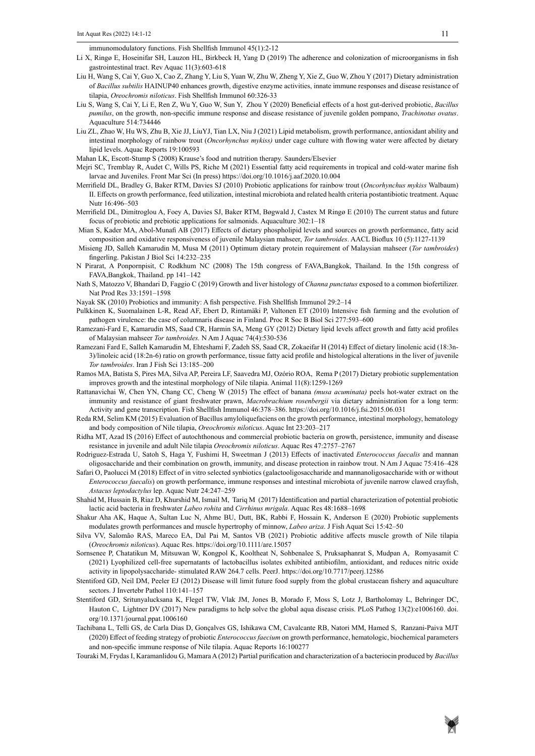immunomodulatory functions. Fish Shellfish Immunol 45(1):2-12

Li X, Ringø E, Hoseinifar SH, Lauzon HL, Birkbeck H, Yang D (2019) The adherence and colonization of microorganisms in fish gastrointestinal tract. Rev Aquac 11(3):603-618

Liu H, Wang S, Cai Y, Guo X, Cao Z, Zhang Y, Liu S, Yuan W, Zhu W, Zheng Y, Xie Z, Guo W, Zhou Y (2017) Dietary administration of *Bacillus subtilis* HAINUP40 enhances growth, digestive enzyme activities, innate immune responses and disease resistance of tilapia, *Oreochromis niloticus*. Fish Shellfish Immunol 60:326-33

Liu S, Wang S, Cai Y, Li E, Ren Z, Wu Y, Guo W, Sun Y, Zhou Y (2020) Beneficial effects of a host gut-derived probiotic, *Bacillus pumilus*, on the growth, non-specific immune response and disease resistance of juvenile golden pompano, *Trachinotus ovatus*. Aquaculture 514:734446

Liu ZL, Zhao W, Hu WS, Zhu B, Xie JJ, LiuYJ, Tian LX, Niu J (2021) Lipid metabolism, growth performance, antioxidant ability and intestinal morphology of rainbow trout (*Oncorhynchus mykiss)* under cage culture with flowing water were affected by dietary lipid levels. Aquac Reports 19:100593

Mahan LK, Escott-Stump S (2008) Krause's food and nutrition therapy. Saunders/Elsevier

Mejri SC, Tremblay R, Audet C, Wills PS, Riche M (2021) Essential fatty acid requirements in tropical and cold-water marine fish larvae and Juveniles. Front Mar Sci (In press) https://doi.org/10.1016/j.aaf.2020.10.004

Merrifield DL, Bradley G, Baker RTM, Davies SJ (2010) Probiotic applications for rainbow trout (*Oncorhynchus mykiss* Walbaum) II. Effects on growth performance, feed utilization, intestinal microbiota and related health criteria postantibiotic treatment. Aquac Nutr 16:496–503

Merrifield DL, Dimitroglou A, Foey A, Davies SJ, Baker RTM, Bøgwald J, Castex M Ringø E (2010) The current status and future focus of probiotic and prebiotic applications for salmonids. Aquaculture 302:1–18

Mian S, Kader MA, Abol-Munafi AB (2017) Effects of dietary phospholipid levels and sources on growth performance, fatty acid composition and oxidative responsiveness of juvenile Malaysian mahseer, *Tor tambroides*. AACL Bioflux 10 (5):1127-1139

Misieng JD, Salleh Kamarudin M, Musa M (2011) Optimum dietary protein requirement of Malaysian mahseer (*Tor tambroides*) fingerling. Pakistan J Biol Sci 14:232–235

N Pirarat, A Ponpornpisit, C Rodkhum NC (2008) The 15th congress of FAVA,Bangkok, Thailand. In the 15th congress of FAVA,Bangkok, Thailand. pp 141–142

Nath S, Matozzo V, Bhandari D, Faggio C (2019) Growth and liver histology of *Channa punctatus* exposed to a common biofertilizer. Nat Prod Res 33:1591–1598

Nayak SK (2010) Probiotics and immunity: A fish perspective. Fish Shellfish Immunol 29:2–14

Pulkkinen K, Suomalainen L-R, Read AF, Ebert D, Rintamäki P, Valtonen ET (2010) Intensive fish farming and the evolution of pathogen virulence: the case of columnaris disease in Finland. Proc R Soc B Biol Sci 277:593–600

Ramezani-Fard E, Kamarudin MS, Saad CR, Harmin SA, Meng GY (2012) Dietary lipid levels affect growth and fatty acid profiles of Malaysian mahseer *Tor tambroides.* N Am J Aquac 74(4):530-536

Ramezani Fard E, Salleh Kamarudin M, Ehteshami F, Zadeh SS, Saad CR, Zokaeifar H (2014) Effect of dietary linolenic acid (18:3n-3)/linoleic acid (18:2n-6) ratio on growth performance, tissue fatty acid profile and histological alterations in the liver of juvenile *Tor tambroides*. Iran J Fish Sci 13:185–200

Ramos MA, Batista S, Pires MA, Silva AP, Pereira LF, Saavedra MJ, Ozório ROA, Rema P (2017) Dietary probiotic supplementation improves growth and the intestinal morphology of Nile tilapia. Animal 11(8):1259-1269

Rattanavichai W, Chen YN, Chang CC, Cheng W (2015) The effect of banana *(musa acuminata)* peels hot-water extract on the immunity and resistance of giant freshwater prawn, *Macrobrachium rosenbergii* via dietary administration for a long term: Activity and gene transcription. Fish Shellfish Immunol 46:378–386. https://doi.org/10.1016/j.fsi.2015.06.031

Reda RM, Selim KM (2015) Evaluation of Bacillus amyloliquefaciens on the growth performance, intestinal morphology, hematology and body composition of Nile tilapia, *Oreochromis niloticus*. Aquac Int 23:203–217

Ridha MT, Azad IS (2016) Effect of autochthonous and commercial probiotic bacteria on growth, persistence, immunity and disease resistance in juvenile and adult Nile tilapia *Oreochromis niloticus*. Aquac Res 47:2757–2767

Rodriguez-Estrada U, Satoh S, Haga Y, Fushimi H, Sweetman J (2013) Effects of inactivated *Enterococcus faecalis* and mannan oligosaccharide and their combination on growth, immunity, and disease protection in rainbow trout. N Am J Aquac 75:416–428

Safari O, Paolucci M (2018) Effect of in vitro selected synbiotics (galactooligosaccharide and mannanoligosaccharide with or without *Enterococcus faecalis*) on growth performance, immune responses and intestinal microbiota of juvenile narrow clawed crayfish, *Astacus leptodactylus* lep. Aquac Nutr 24:247–259

Shahid M, Hussain B, Riaz D, Khurshid M, Ismail M, Tariq M (2017) Identification and partial characterization of potential probiotic lactic acid bacteria in freshwater *Labeo rohita* and *Cirrhinus mrigala*. Aquac Res 48:1688–1698

Shakur Aha AK, Haque A, Sultan Luc N, Ahme BU, Dutt, BK, Rabbi F, Hossain K, Anderson E (2020) Probiotic supplements modulates growth performances and muscle hypertrophy of minnow, *Labeo ariza*. J Fish Aquat Sci 15:42–50

Silva VV, Salomão RAS, Mareco EA, Dal Pai M, Santos VB (2021) Probiotic additive affects muscle growth of Nile tilapia (*Oreochromis niloticus*). Aquac Res. https://doi.org/10.1111/are.15057

Sornsenee P, Chatatikun M, Mitsuwan W, Kongpol K, Kooltheat N, Sohbenalee S, Pruksaphanrat S, Mudpan A, Romyasamit C (2021) Lyophilized cell-free supernatants of lactobacillus isolates exhibited antibiofilm, antioxidant, and reduces nitric oxide activity in lipopolysaccharide- stimulated RAW 264.7 cells. PeerJ. https://doi.org/10.7717/peerj.12586

Stentiford GD, Neil DM, Peeler EJ (2012) Disease will limit future food supply from the global crustacean fishery and aquaculture sectors. J Invertebr Pathol 110:141–157

Stentiford GD, Sritunyalucksana K, Flegel TW, Vlak JM, Jones B, Morado F, Moss S, Lotz J, Bartholomay L, Behringer DC, Hauton C, Lightner DV (2017) New paradigms to help solve the global aqua disease crisis. PLoS Pathog 13(2):e1006160. doi.org/10.1371/journal.ppat.1006160

Tachibana L, Telli GS, de Carla Dias D, Gonçalves GS, Ishikawa CM, Cavalcante RB, Natori MM, Hamed S, Ranzani-Paiva MJT (2020) Effect of feeding strategy of probiotic *Enterococcus faecium* on growth performance, hematologic, biochemical parameters and non-specific immune response of Nile tilapia. Aquac Reports 16:100277

Touraki M, Frydas I, Karamanlidou G, Mamara A (2012) Partial purification and characterization of a bacteriocin produced by *Bacillus*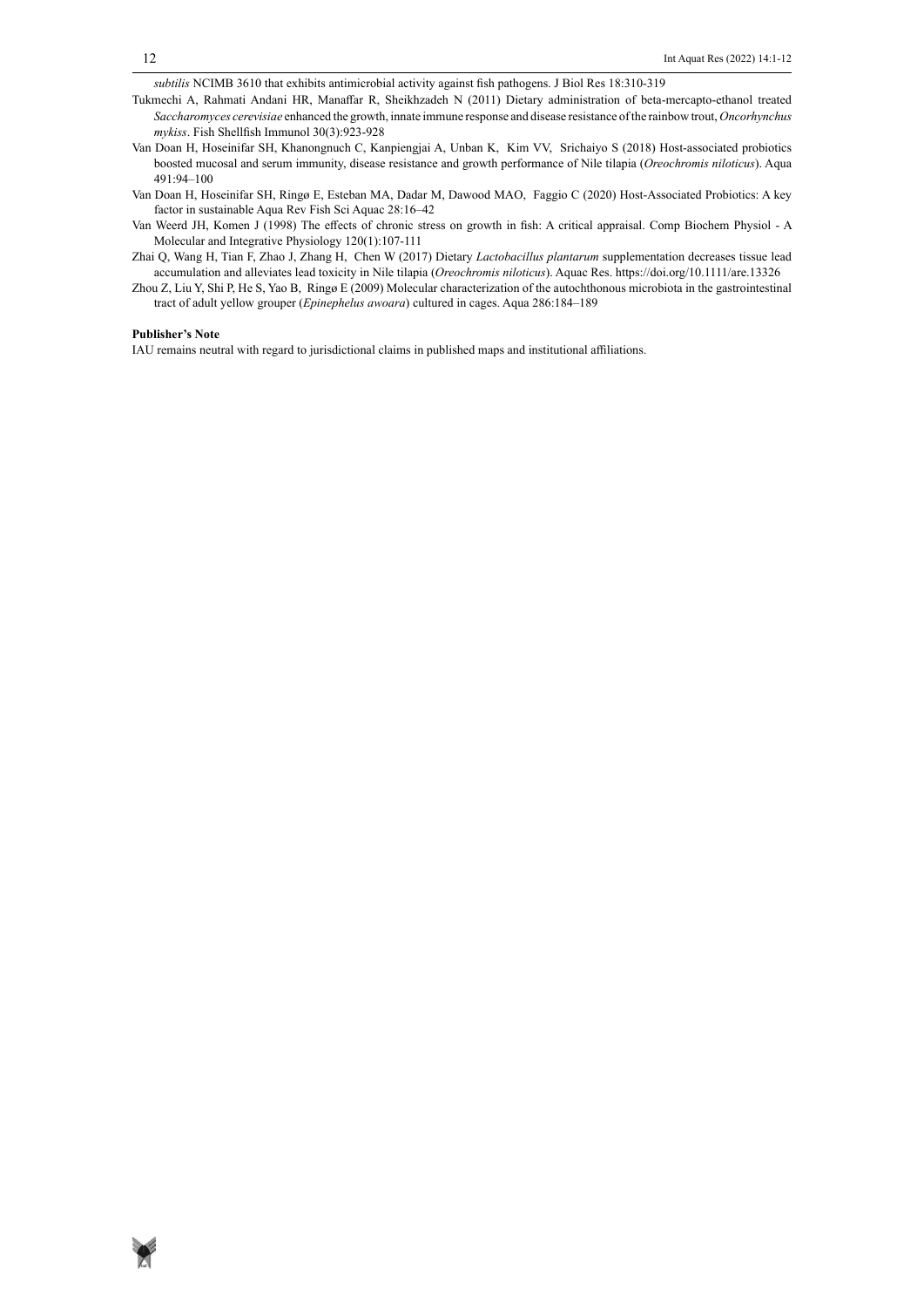*subtilis* NCIMB 3610 that exhibits antimicrobial activity against fish pathogens. J Biol Res 18:310-319

Tukmechi A, Rahmati Andani HR, Manaffar R, Sheikhzadeh N (2011) Dietary administration of beta-mercapto-ethanol treated *Saccharomyces cerevisiae* enhanced the growth, innate immune response and disease resistance of the rainbow trout, *Oncorhynchus mykiss*. Fish Shellfish Immunol 30(3):923-928

Van Doan H, Hoseinifar SH, Khanongnuch C, Kanpiengjai A, Unban K, Kim VV, Srichaiyo S (2018) Host-associated probiotics boosted mucosal and serum immunity, disease resistance and growth performance of Nile tilapia (*Oreochromis niloticus*). Aqua 491:94–100

Van Doan H, Hoseinifar SH, Ringø E, Esteban MA, Dadar M, Dawood MAO, Faggio C (2020) Host-Associated Probiotics: A key factor in sustainable Aqua Rev Fish Sci Aquac 28:16–42

Van Weerd JH, Komen J (1998) The effects of chronic stress on growth in fish: A critical appraisal. Comp Biochem Physiol - A Molecular and Integrative Physiology 120(1):107-111

Zhai Q, Wang H, Tian F, Zhao J, Zhang H, Chen W (2017) Dietary *Lactobacillus plantarum* supplementation decreases tissue lead accumulation and alleviates lead toxicity in Nile tilapia (*Oreochromis niloticus*). Aquac Res. https://doi.org/10.1111/are.13326

Zhou Z, Liu Y, Shi P, He S, Yao B, Ringø E (2009) Molecular characterization of the autochthonous microbiota in the gastrointestinal tract of adult yellow grouper (*Epinephelus awoara*) cultured in cages. Aqua 286:184–189

**Publisher's Note**

IAU remains neutral with regard to jurisdictional claims in published maps and institutional affiliations.